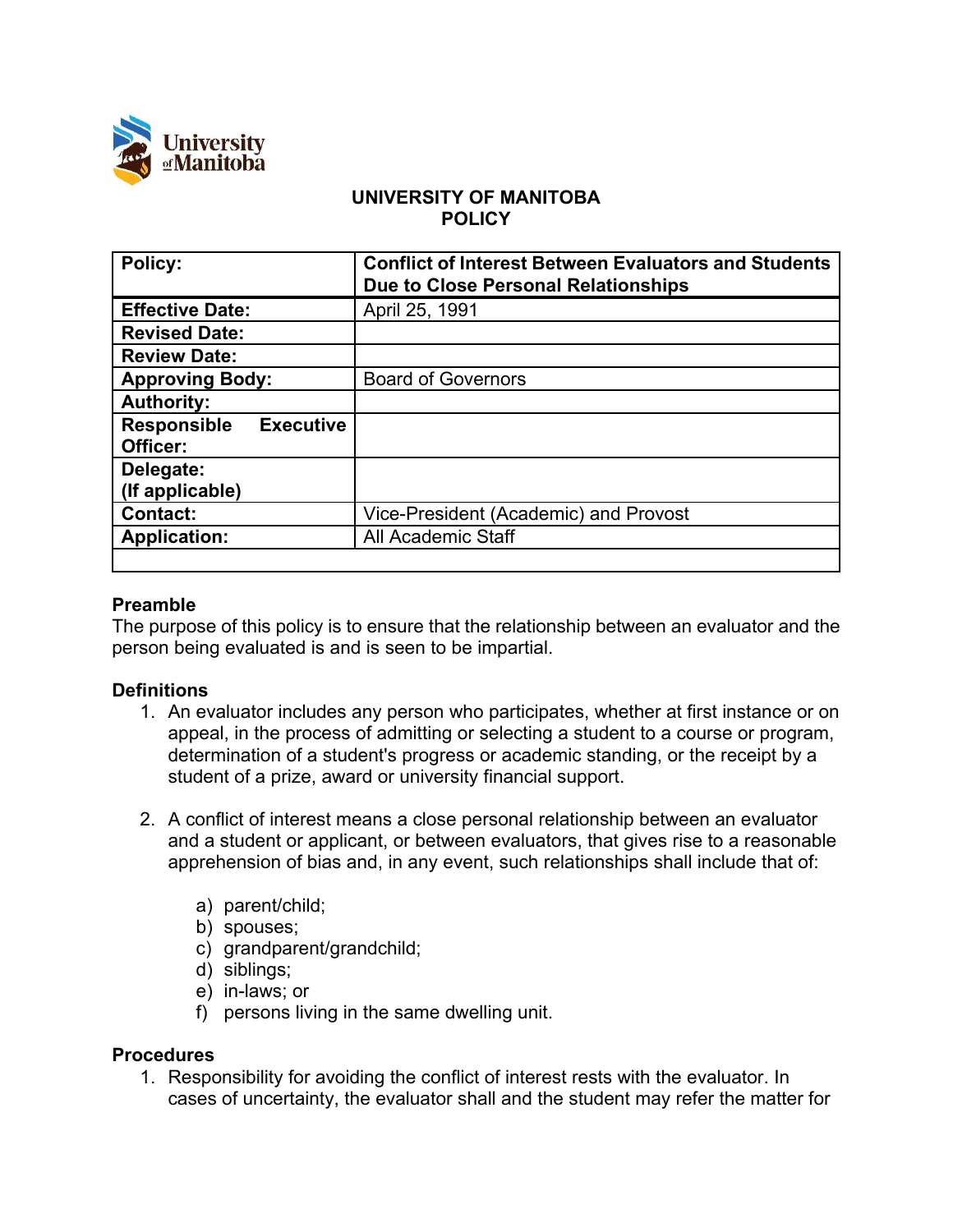**UNIVERSITY OF MANITOBA**
**POLICY**

| Policy: | Conflict of Interest Between Evaluators and Students Due to Close Personal Relationships |
|---|---|
| Effective Date: | April 25, 1991 |
| Revised Date: | |
| Review Date: | |
| Approving Body: | Board of Governors |
| Authority: | |
| Responsible Executive Officer: | |
| Delegate: (If applicable) | |
| Contact: | Vice-President (Academic) and Provost |
| Application: | All Academic Staff |
| | |

## Preamble

The purpose of this policy is to ensure that the relationship between an evaluator and the person being evaluated is and is seen to be impartial.

## Definitions

1. An evaluator includes any person who participates, whether at first instance or on appeal, in the process of admitting or selecting a student to a course or program, determination of a student's progress or academic standing, or the receipt by a student of a prize, award or university financial support.

2. A conflict of interest means a close personal relationship between an evaluator and a student or applicant, or between evaluators, that gives rise to a reasonable apprehension of bias and, in any event, such relationships shall include that of:

   a) parent/child;
   b) spouses;
   c) grandparent/grandchild;
   d) siblings;
   e) in-laws; or
   f) persons living in the same dwelling unit.

## Procedures

1. Responsibility for avoiding the conflict of interest rests with the evaluator. In cases of uncertainty, the evaluator shall and the student may refer the matter for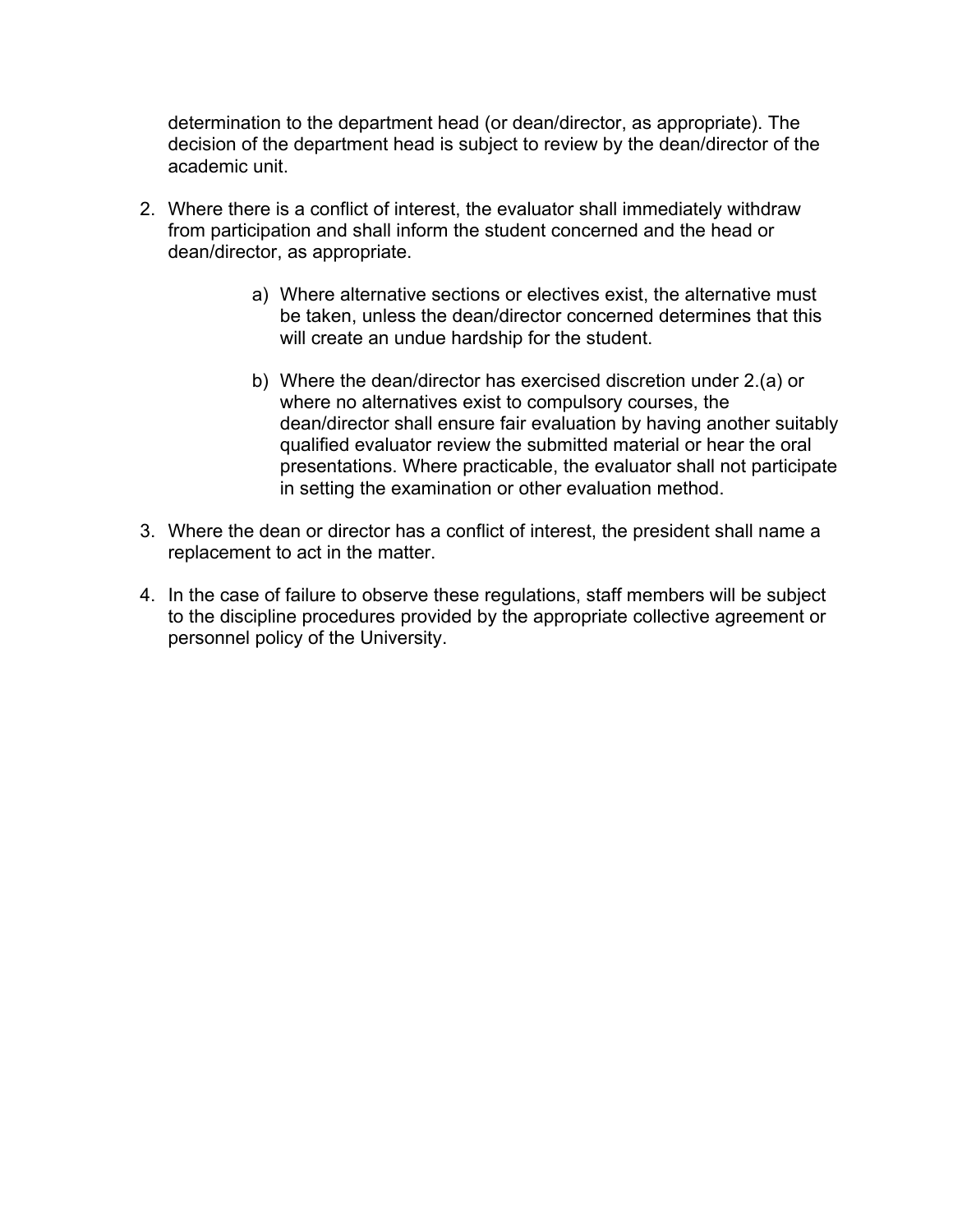determination to the department head (or dean/director, as appropriate). The decision of the department head is subject to review by the dean/director of the academic unit.

2. Where there is a conflict of interest, the evaluator shall immediately withdraw from participation and shall inform the student concerned and the head or dean/director, as appropriate.

    a) Where alternative sections or electives exist, the alternative must be taken, unless the dean/director concerned determines that this will create an undue hardship for the student.

    b) Where the dean/director has exercised discretion under 2.(a) or where no alternatives exist to compulsory courses, the dean/director shall ensure fair evaluation by having another suitably qualified evaluator review the submitted material or hear the oral presentations. Where practicable, the evaluator shall not participate in setting the examination or other evaluation method.

3. Where the dean or director has a conflict of interest, the president shall name a replacement to act in the matter.

4. In the case of failure to observe these regulations, staff members will be subject to the discipline procedures provided by the appropriate collective agreement or personnel policy of the University.